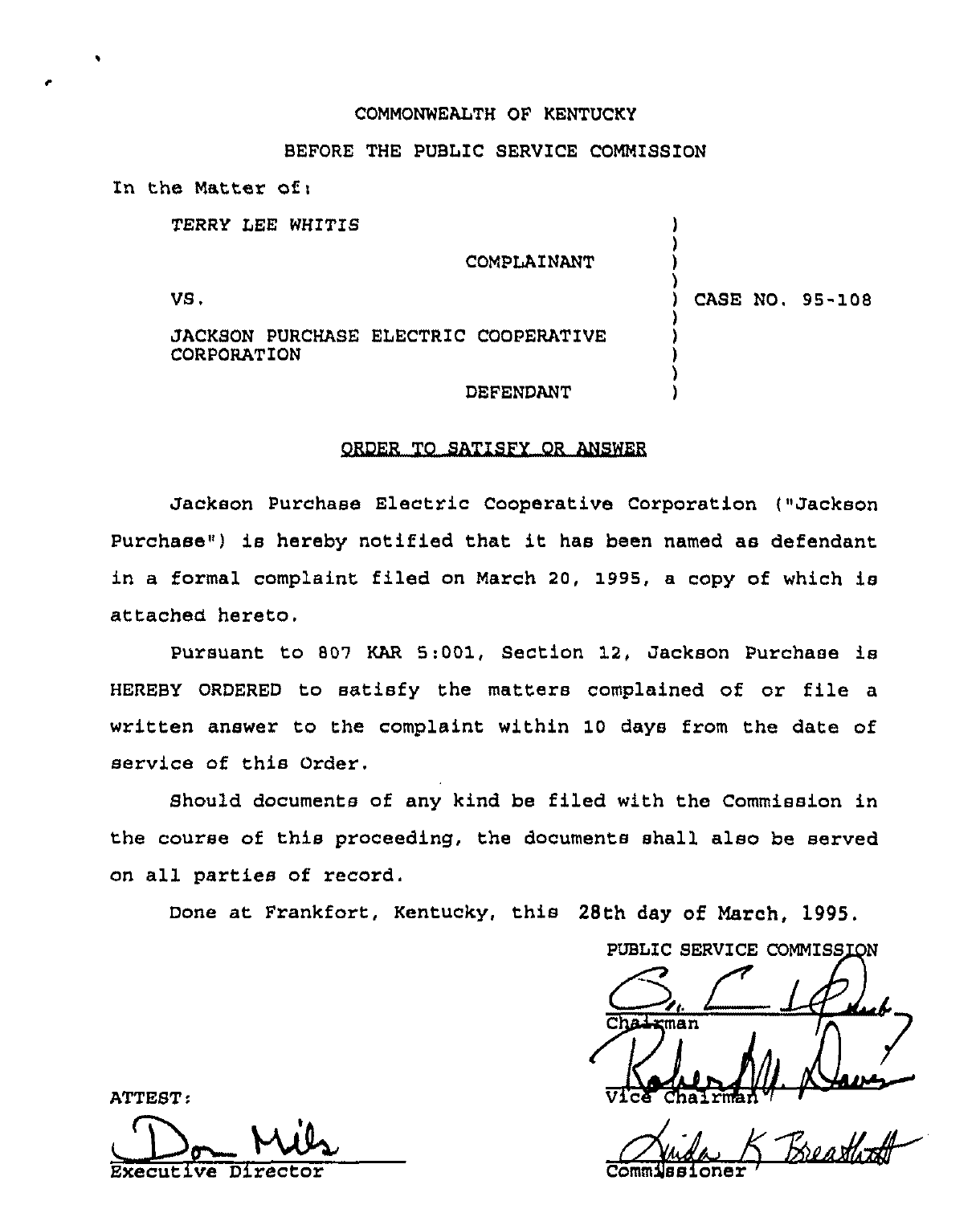COMMONWEALTH OF KENTUCKY

BEFORE THE PUBLIC SERVICE COMMISSION

In the Matter of:

| | |
|---|---|
| TERRY LEE WHITIS<br><br>COMPLAINANT<br><br>VS.<br><br>JACKSON PURCHASE ELECTRIC COOPERATIVE CORPORATION<br><br>DEFENDANT | CASE NO. 95-108 |

## ORDER TO SATISFY OR ANSWER

Jackson Purchase Electric Cooperative Corporation ("Jackson Purchase") is hereby notified that it has been named as defendant in a formal complaint filed on March 20, 1995, a copy of which is attached hereto.

Pursuant to 807 KAR 5:001, Section 12, Jackson Purchase is HEREBY ORDERED to satisfy the matters complained of or file a written answer to the complaint within 10 days from the date of service of this Order.

Should documents of any kind be filed with the Commission in the course of this proceeding, the documents shall also be served on all parties of record.

Done at Frankfort, Kentucky, this 28th day of March, 1995.

PUBLIC SERVICE COMMISSION

Chairman

Vice Chairman

Commissioner

ATTEST:

Executive Director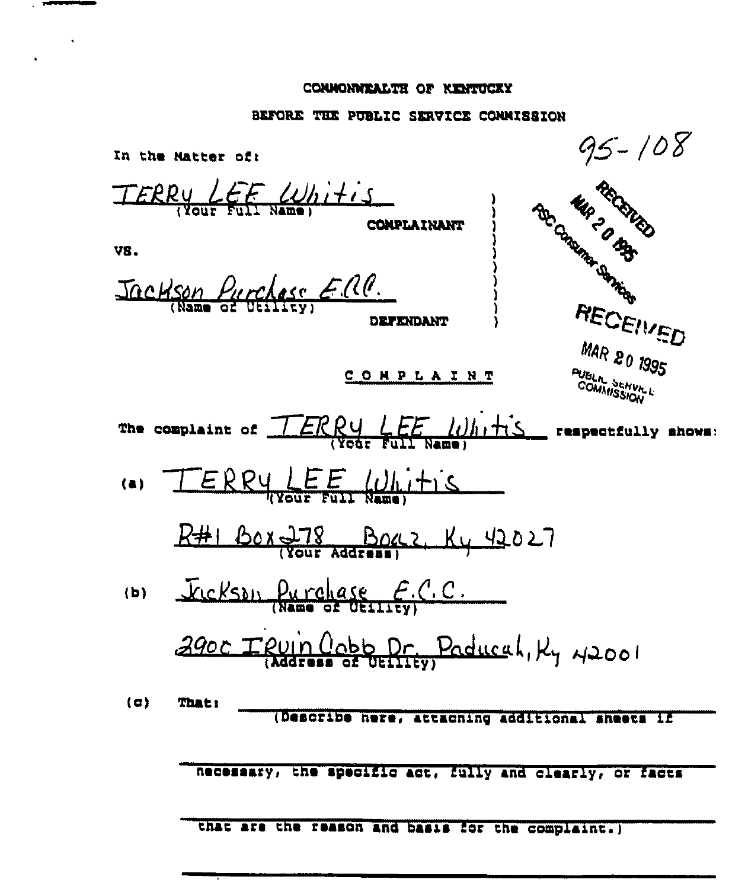COMMONWEALTH OF KENTUCKY

BEFORE THE PUBLIC SERVICE COMMISSION

95-108

In the Matter of:

TERRY LEE Whitis
(Your Full Name)

COMPLAINANT

VS.

Jackson Purchase E.C.C.
(Name of Utility)

DEFENDANT

RECEIVED MAR 20 1995 PSC Consumer Services

RECEIVED MAR 20 1995 PUBLIC SERVICE COMMISSION

C O M P L A I N T

The complaint of TERRY LEE Whitis (Your Full Name) respectfully shows:

(a) TERRY LEE Whitis
(Your Full Name)

R#1 Box 278 Boaz, Ky 42027
(Your Address)

(b) Jackson Purchase E.C.C.
(Name of Utility)

2900 Irvin Cobb Dr. Paducah, Ky 42001
(Address of Utility)

(c) That: ______________________________
(Describe here, attaching additional sheets if

necessary, the specific act, fully and clearly, or facts

that are the reason and basis for the complaint.)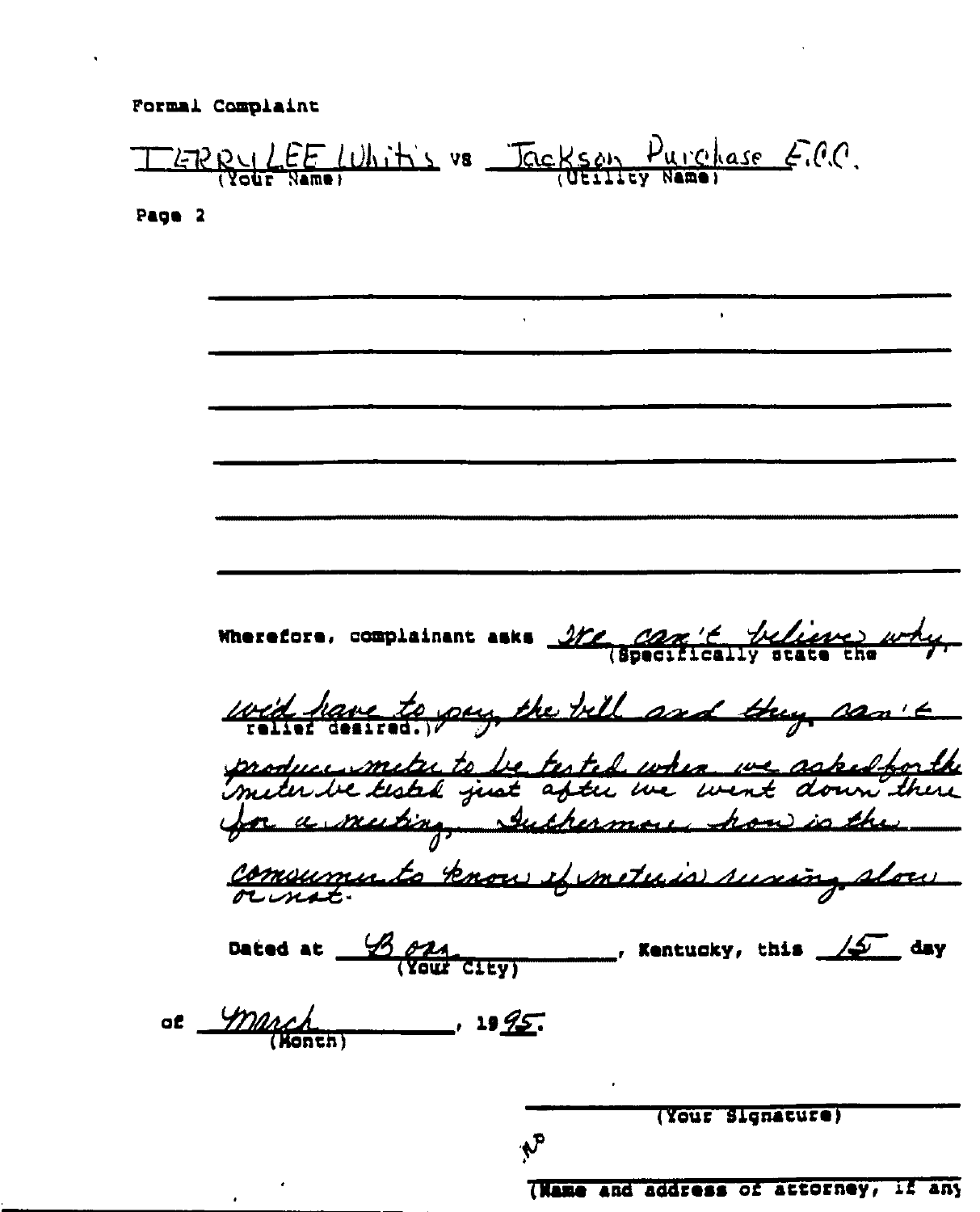Formal Complaint

TERRY LEE Whitis vs Jackson Purchase E.C.C.
(Your Name) (Utility Name)

Page 2

Wherefore, complainant asks We can't believe why we'd have to pay the bill and they can't produce meter to be tested when we asked for the meter be tested just after we went down there for a meeting. Futhermore how is the consumer to know if meter is running slow or not.
(Specifically state the relief desired.)

Dated at Boaz, Kentucky, this 15 day
(Your City)

of March, 1995.
(Month)

(Your Signature)

NO

(Name and address of attorney, if any)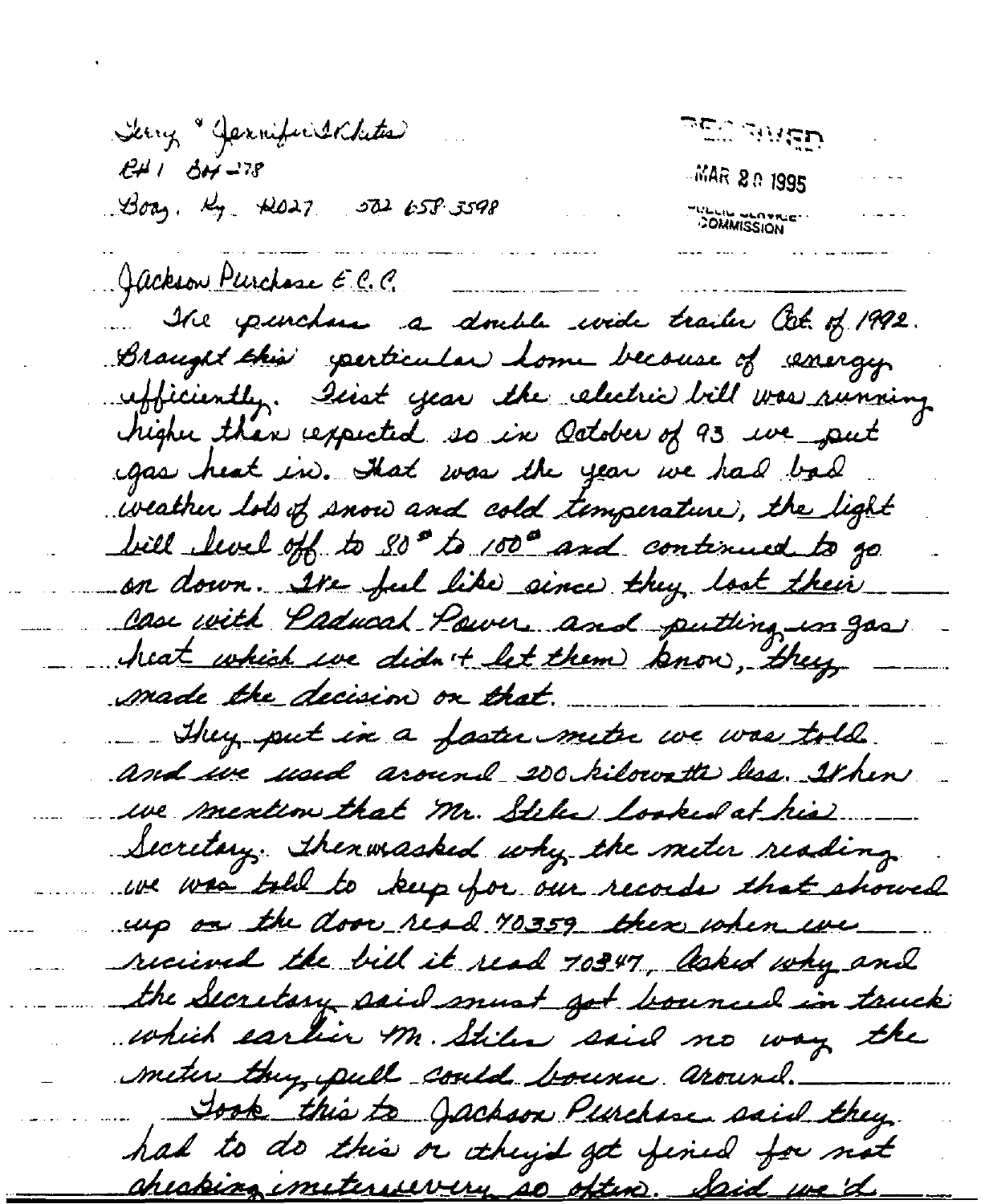Terry & Jennifer Schutz
Rt 1 Box 278
Boaz, Ky 42027 502 658-3598

RECEIVED
MAR 20 1995
PUBLIC SERVICE COMMISSION

Jackson Purchase E.C.C.

We purchase a double wide trailer Oct. of 1992. Brought this particular home because of energy efficiently. First year the electric bill was running higher than expected so in October of 93 we put gas heat in. That was the year we had bad weather lots of snow and cold temperature, the light bill level off to 80.00 to 100.00 and continued to go on down. We feel like since they lost their case with Paducah Power and putting in gas heat which we didn't let them know, they made the decision on that.

They put in a faster meter we was told. and we used around 200 kilowatts less. When we mention that Mr. Stiles looked at his Secretary. Then we asked why the meter reading we was told to keep for our records that showed up on the door read 70359 then when we recived the bill it read 70347. Asked why and the Secretary said must got bounced in truck which earlier Mr. Stiles said no way the meter they pull could bounce around.

Took this to Jackson Purchase said they had to do this or they'd get fined for not checking meters every so often. Said we'd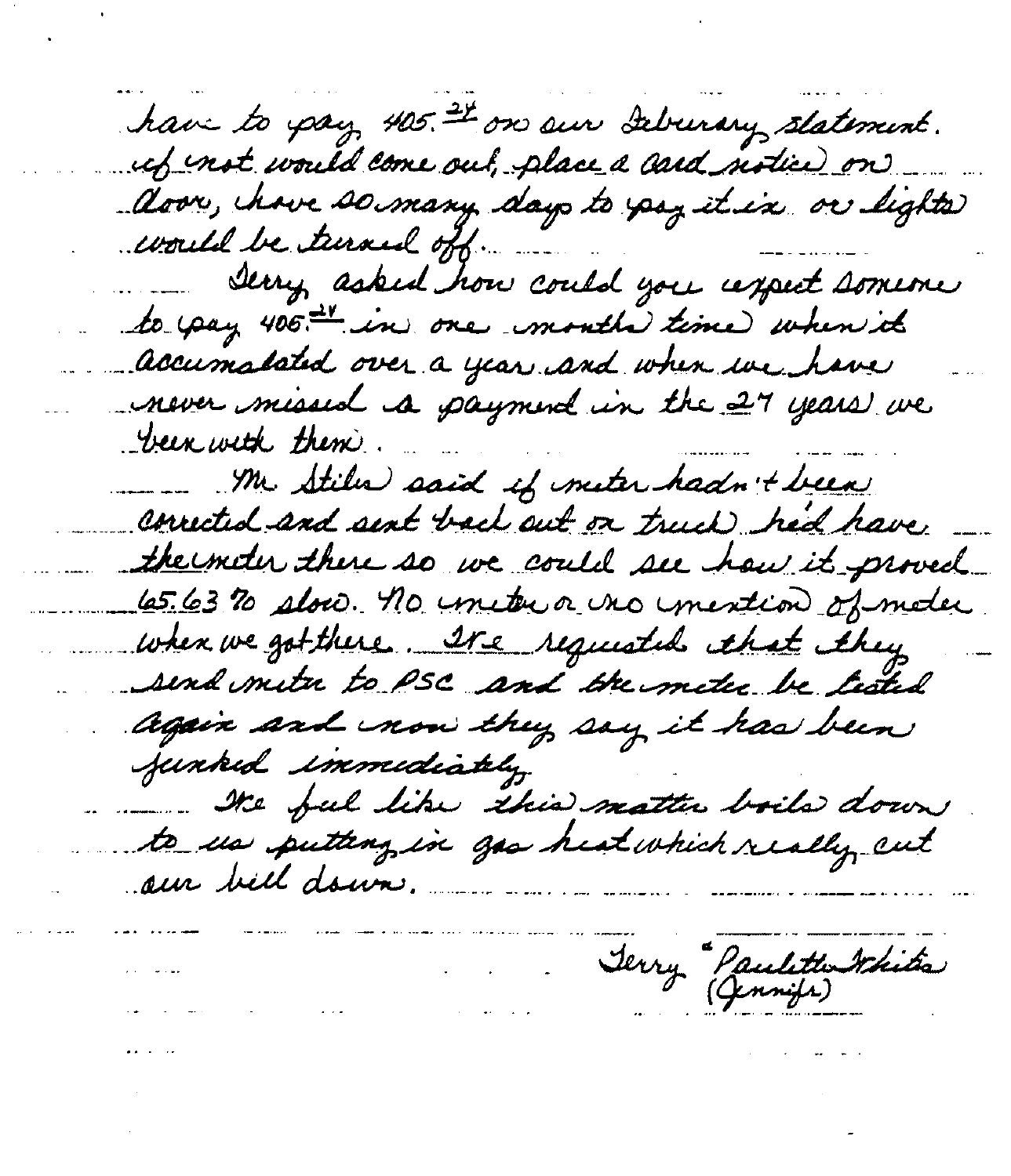have to pay 405.24 on our Feburary statement. if not would come out, place a card notice on door, have so many days to pay it in or lights would be turned off.

Terry asked how could you expect someone to pay 405.24 in one months time when it accumalated over a year and when we have never missed a payment in the 27 years we been with them.

Mr. Stiles said if meter hadn't been corrected and sent back out on truck he'd have the meter there so we could see how it proved 65.63 % slow. No meter or no mention of meter when we got there. We requested that they send meter to PSC and the meter be tested again and now they say it has been junked immediatly.

We feel like this matter boils down to us putting in gas heat which really cut our bill down.

Terry & Paulette White
(Jennifer)